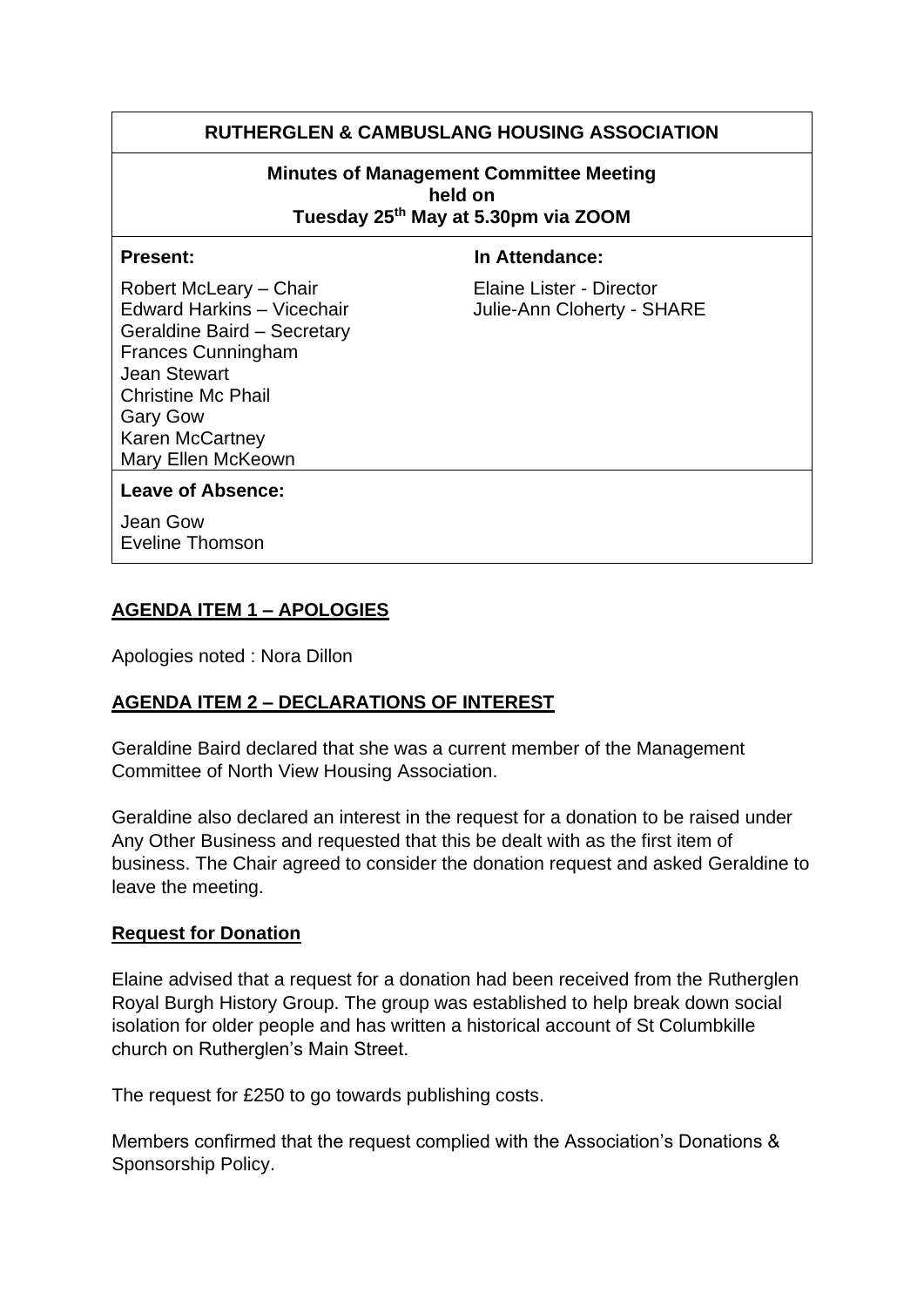# RUTHERGLEN & CAMBUSLANG HOUSING ASSOCIATION

**Minutes of Management Committee Meeting held on Tuesday 25th May at 5.30pm via ZOOM**

| **Present:** | **In Attendance:** |
|---|---|
| Robert McLeary – Chair<br>Edward Harkins – Vicechair<br>Geraldine Baird – Secretary<br>Frances Cunningham<br>Jean Stewart<br>Christine Mc Phail<br>Gary Gow<br>Karen McCartney<br>Mary Ellen McKeown | Elaine Lister - Director<br>Julie-Ann Cloherty - SHARE |

**Leave of Absence:**

Jean Gow
Eveline Thomson

## AGENDA ITEM 1 – APOLOGIES

Apologies noted : Nora Dillon

## AGENDA ITEM 2 – DECLARATIONS OF INTEREST

Geraldine Baird declared that she was a current member of the Management Committee of North View Housing Association.

Geraldine also declared an interest in the request for a donation to be raised under Any Other Business and requested that this be dealt with as the first item of business. The Chair agreed to consider the donation request and asked Geraldine to leave the meeting.

### Request for Donation

Elaine advised that a request for a donation had been received from the Rutherglen Royal Burgh History Group. The group was established to help break down social isolation for older people and has written a historical account of St Columbkille church on Rutherglen's Main Street.

The request for £250 to go towards publishing costs.

Members confirmed that the request complied with the Association's Donations & Sponsorship Policy.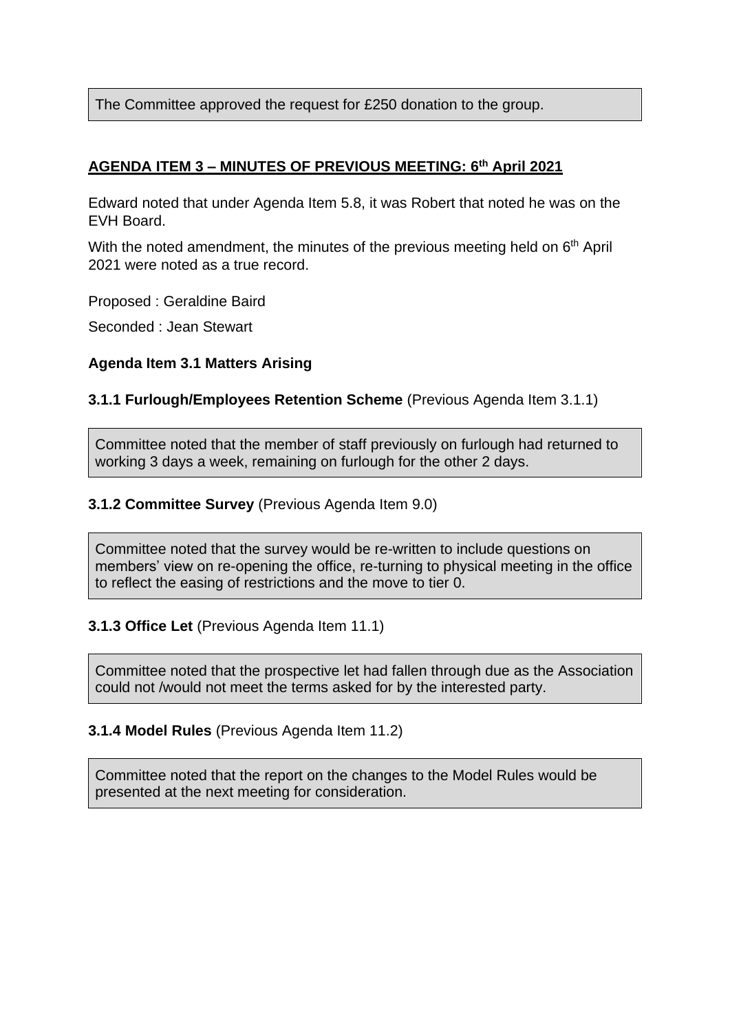The Committee approved the request for £250 donation to the group.

**AGENDA ITEM 3 – MINUTES OF PREVIOUS MEETING: 6th April 2021**

Edward noted that under Agenda Item 5.8, it was Robert that noted he was on the EVH Board.

With the noted amendment, the minutes of the previous meeting held on 6th April 2021 were noted as a true record.

Proposed : Geraldine Baird

Seconded : Jean Stewart

**Agenda Item 3.1 Matters Arising**

**3.1.1 Furlough/Employees Retention Scheme** (Previous Agenda Item 3.1.1)

Committee noted that the member of staff previously on furlough had returned to working 3 days a week, remaining on furlough for the other 2 days.

**3.1.2 Committee Survey** (Previous Agenda Item 9.0)

Committee noted that the survey would be re-written to include questions on members' view on re-opening the office, re-turning to physical meeting in the office to reflect the easing of restrictions and the move to tier 0.

**3.1.3 Office Let** (Previous Agenda Item 11.1)

Committee noted that the prospective let had fallen through due as the Association could not /would not meet the terms asked for by the interested party.

**3.1.4 Model Rules** (Previous Agenda Item 11.2)

Committee noted that the report on the changes to the Model Rules would be presented at the next meeting for consideration.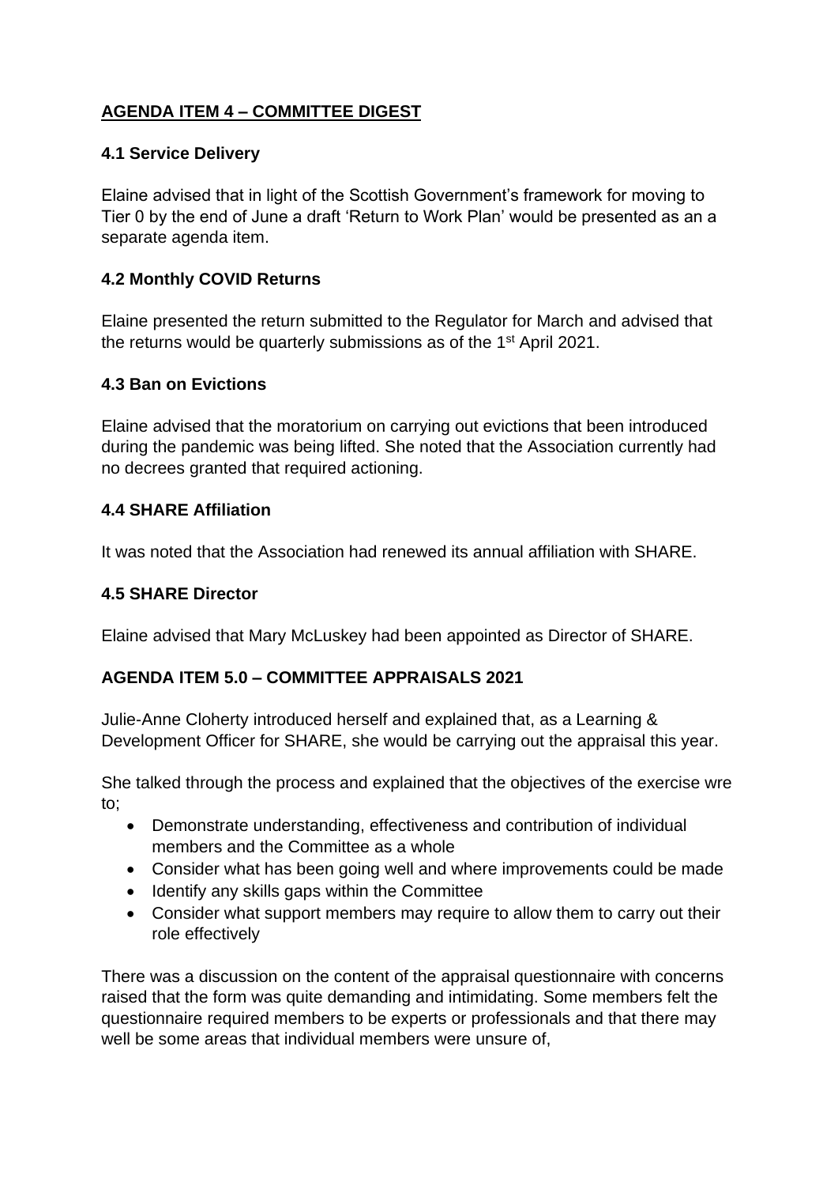## AGENDA ITEM 4 – COMMITTEE DIGEST

### 4.1 Service Delivery

Elaine advised that in light of the Scottish Government's framework for moving to Tier 0 by the end of June a draft 'Return to Work Plan' would be presented as an a separate agenda item.

### 4.2 Monthly COVID Returns

Elaine presented the return submitted to the Regulator for March and advised that the returns would be quarterly submissions as of the 1st April 2021.

### 4.3 Ban on Evictions

Elaine advised that the moratorium on carrying out evictions that been introduced during the pandemic was being lifted. She noted that the Association currently had no decrees granted that required actioning.

### 4.4 SHARE Affiliation

It was noted that the Association had renewed its annual affiliation with SHARE.

### 4.5 SHARE Director

Elaine advised that Mary McLuskey had been appointed as Director of SHARE.

## AGENDA ITEM 5.0 – COMMITTEE APPRAISALS 2021

Julie-Anne Cloherty introduced herself and explained that, as a Learning & Development Officer for SHARE, she would be carrying out the appraisal this year.

She talked through the process and explained that the objectives of the exercise wre to;

- Demonstrate understanding, effectiveness and contribution of individual members and the Committee as a whole
- Consider what has been going well and where improvements could be made
- Identify any skills gaps within the Committee
- Consider what support members may require to allow them to carry out their role effectively

There was a discussion on the content of the appraisal questionnaire with concerns raised that the form was quite demanding and intimidating. Some members felt the questionnaire required members to be experts or professionals and that there may well be some areas that individual members were unsure of,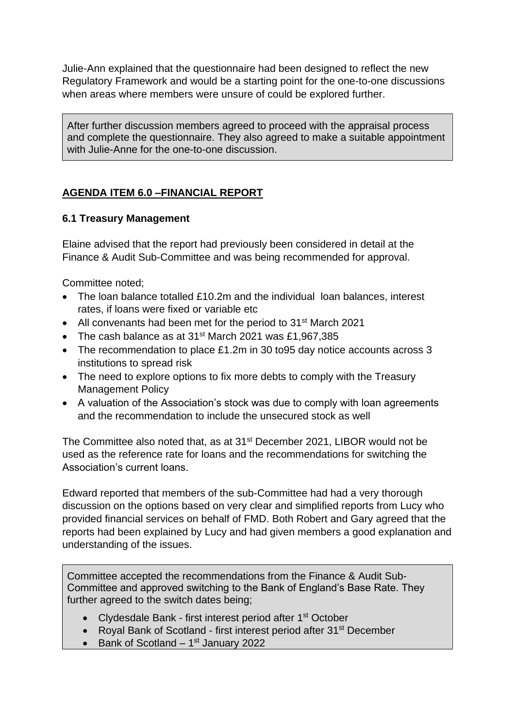Julie-Ann explained that the questionnaire had been designed to reflect the new Regulatory Framework and would be a starting point for the one-to-one discussions when areas where members were unsure of could be explored further.

> After further discussion members agreed to proceed with the appraisal process and complete the questionnaire. They also agreed to make a suitable appointment with Julie-Anne for the one-to-one discussion.

## AGENDA ITEM 6.0 –FINANCIAL REPORT

### 6.1 Treasury Management

Elaine advised that the report had previously been considered in detail at the Finance & Audit Sub-Committee and was being recommended for approval.

Committee noted;

- The loan balance totalled £10.2m and the individual loan balances, interest rates, if loans were fixed or variable etc
- All convenants had been met for the period to 31st March 2021
- The cash balance as at 31st March 2021 was £1,967,385
- The recommendation to place £1.2m in 30 to95 day notice accounts across 3 institutions to spread risk
- The need to explore options to fix more debts to comply with the Treasury Management Policy
- A valuation of the Association's stock was due to comply with loan agreements and the recommendation to include the unsecured stock as well

The Committee also noted that, as at 31st December 2021, LIBOR would not be used as the reference rate for loans and the recommendations for switching the Association's current loans.

Edward reported that members of the sub-Committee had had a very thorough discussion on the options based on very clear and simplified reports from Lucy who provided financial services on behalf of FMD. Both Robert and Gary agreed that the reports had been explained by Lucy and had given members a good explanation and understanding of the issues.

> Committee accepted the recommendations from the Finance & Audit Sub-Committee and approved switching to the Bank of England's Base Rate. They further agreed to the switch dates being;
>
> - Clydesdale Bank - first interest period after 1st October
> - Royal Bank of Scotland - first interest period after 31st December
> - Bank of Scotland – 1st January 2022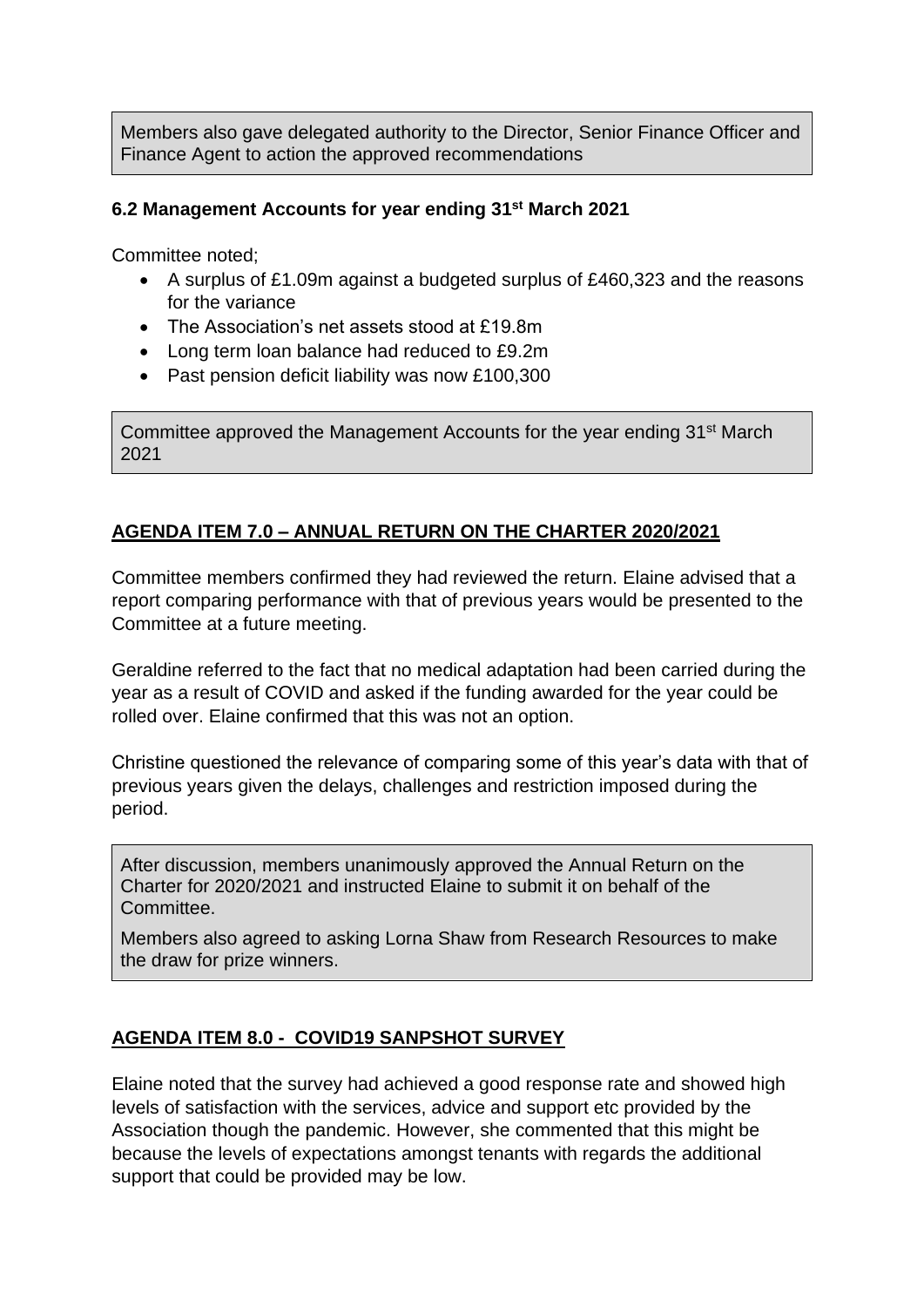Members also gave delegated authority to the Director, Senior Finance Officer and Finance Agent to action the approved recommendations

### 6.2 Management Accounts for year ending 31st March 2021

Committee noted;

- A surplus of £1.09m against a budgeted surplus of £460,323 and the reasons for the variance
- The Association's net assets stood at £19.8m
- Long term loan balance had reduced to £9.2m
- Past pension deficit liability was now £100,300

Committee approved the Management Accounts for the year ending 31st March 2021

## AGENDA ITEM 7.0 – ANNUAL RETURN ON THE CHARTER 2020/2021

Committee members confirmed they had reviewed the return. Elaine advised that a report comparing performance with that of previous years would be presented to the Committee at a future meeting.

Geraldine referred to the fact that no medical adaptation had been carried during the year as a result of COVID and asked if the funding awarded for the year could be rolled over. Elaine confirmed that this was not an option.

Christine questioned the relevance of comparing some of this year's data with that of previous years given the delays, challenges and restriction imposed during the period.

After discussion, members unanimously approved the Annual Return on the Charter for 2020/2021 and instructed Elaine to submit it on behalf of the Committee.

Members also agreed to asking Lorna Shaw from Research Resources to make the draw for prize winners.

## AGENDA ITEM 8.0 - COVID19 SANPSHOT SURVEY

Elaine noted that the survey had achieved a good response rate and showed high levels of satisfaction with the services, advice and support etc provided by the Association though the pandemic. However, she commented that this might be because the levels of expectations amongst tenants with regards the additional support that could be provided may be low.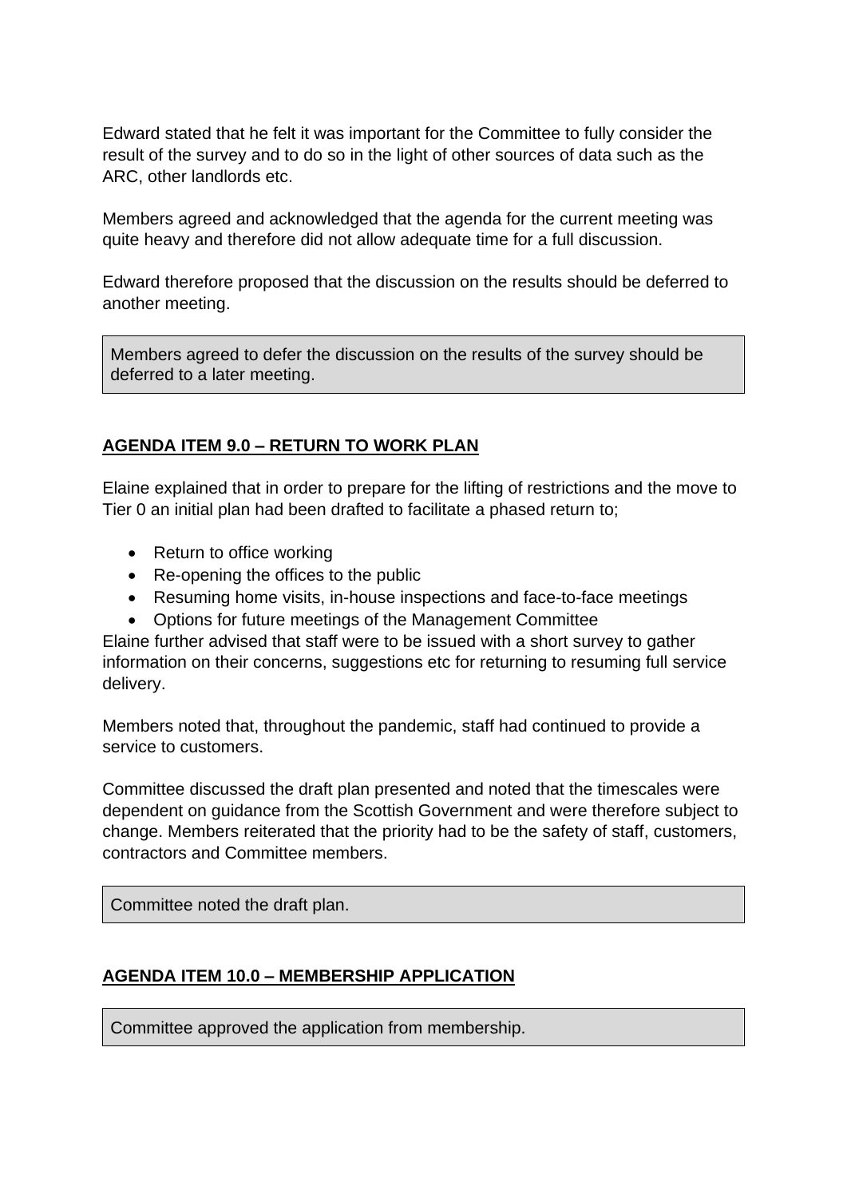Edward stated that he felt it was important for the Committee to fully consider the result of the survey and to do so in the light of other sources of data such as the ARC, other landlords etc.

Members agreed and acknowledged that the agenda for the current meeting was quite heavy and therefore did not allow adequate time for a full discussion.

Edward therefore proposed that the discussion on the results should be deferred to another meeting.

> Members agreed to defer the discussion on the results of the survey should be deferred to a later meeting.

**AGENDA ITEM 9.0 – RETURN TO WORK PLAN**

Elaine explained that in order to prepare for the lifting of restrictions and the move to Tier 0 an initial plan had been drafted to facilitate a phased return to;

- Return to office working
- Re-opening the offices to the public
- Resuming home visits, in-house inspections and face-to-face meetings
- Options for future meetings of the Management Committee

Elaine further advised that staff were to be issued with a short survey to gather information on their concerns, suggestions etc for returning to resuming full service delivery.

Members noted that, throughout the pandemic, staff had continued to provide a service to customers.

Committee discussed the draft plan presented and noted that the timescales were dependent on guidance from the Scottish Government and were therefore subject to change. Members reiterated that the priority had to be the safety of staff, customers, contractors and Committee members.

> Committee noted the draft plan.

**AGENDA ITEM 10.0 – MEMBERSHIP APPLICATION**

> Committee approved the application from membership.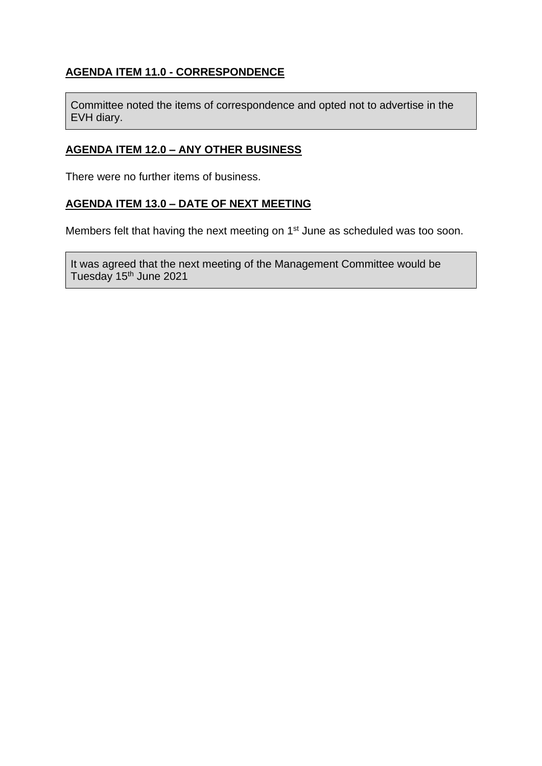**AGENDA ITEM 11.0 - CORRESPONDENCE**

Committee noted the items of correspondence and opted not to advertise in the EVH diary.

**AGENDA ITEM 12.0 – ANY OTHER BUSINESS**

There were no further items of business.

**AGENDA ITEM 13.0 – DATE OF NEXT MEETING**

Members felt that having the next meeting on 1st June as scheduled was too soon.

It was agreed that the next meeting of the Management Committee would be Tuesday 15th June 2021